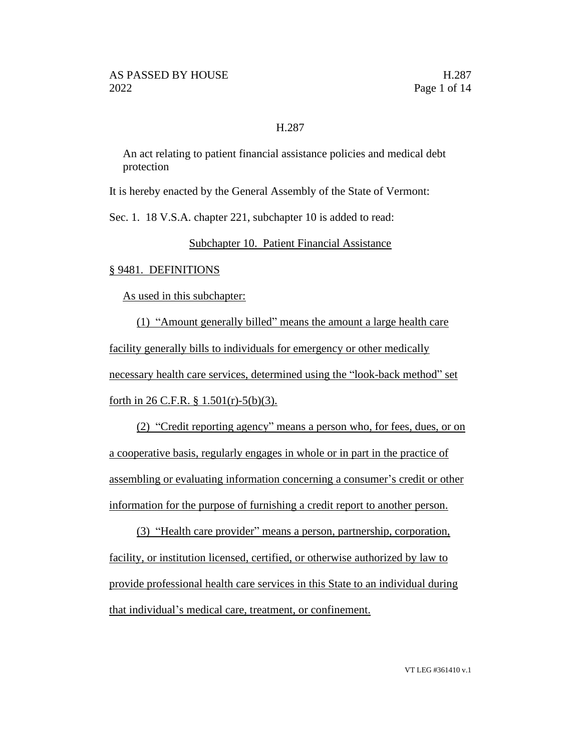H.287

An act relating to patient financial assistance policies and medical debt protection

It is hereby enacted by the General Assembly of the State of Vermont:

Sec. 1. 18 V.S.A. chapter 221, subchapter 10 is added to read:

Subchapter 10. Patient Financial Assistance

§ 9481. DEFINITIONS

As used in this subchapter:

(1) "Amount generally billed" means the amount a large health care facility generally bills to individuals for emergency or other medically necessary health care services, determined using the "look-back method" set forth in 26 C.F.R. § 1.501(r)-5(b)(3).

(2) "Credit reporting agency" means a person who, for fees, dues, or on a cooperative basis, regularly engages in whole or in part in the practice of assembling or evaluating information concerning a consumer's credit or other information for the purpose of furnishing a credit report to another person.

(3) "Health care provider" means a person, partnership, corporation, facility, or institution licensed, certified, or otherwise authorized by law to provide professional health care services in this State to an individual during that individual's medical care, treatment, or confinement.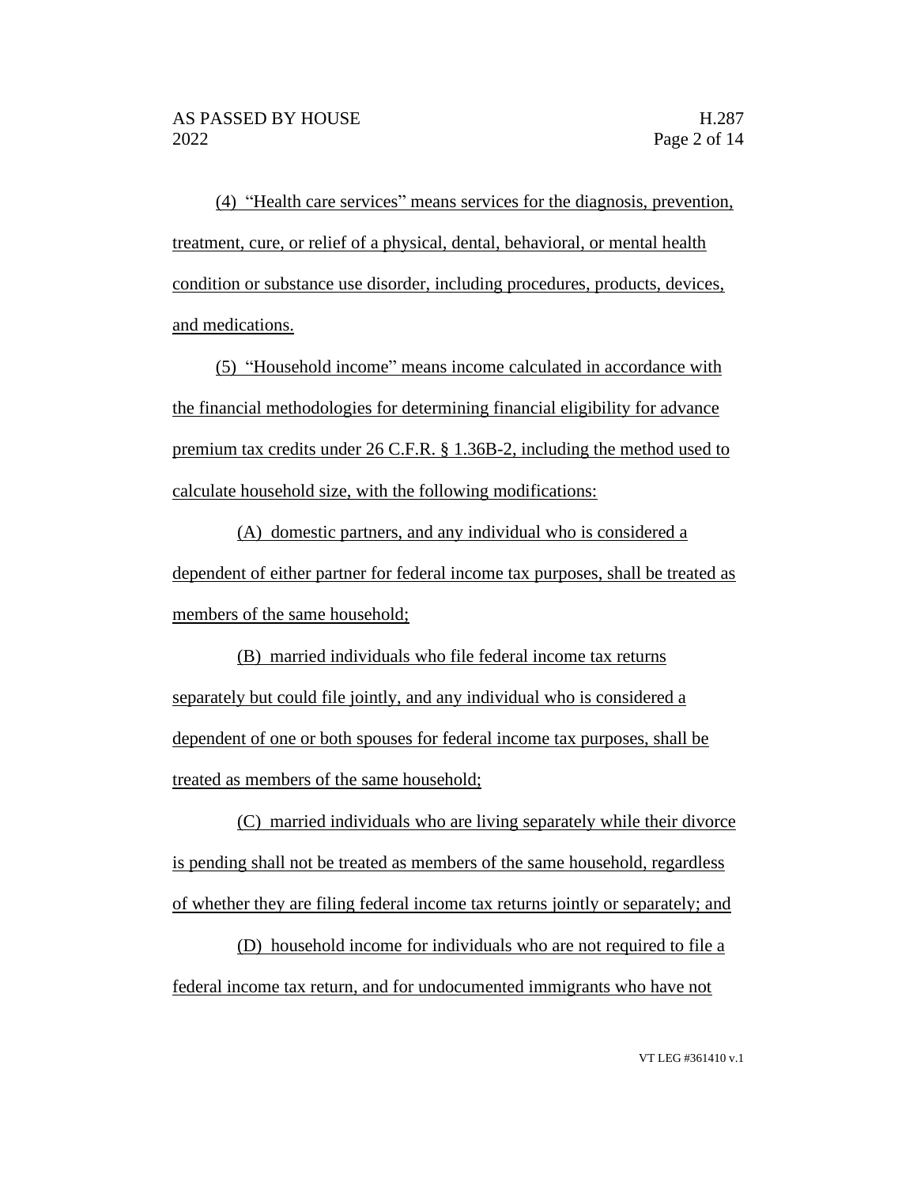(4) "Health care services" means services for the diagnosis, prevention, treatment, cure, or relief of a physical, dental, behavioral, or mental health condition or substance use disorder, including procedures, products, devices, and medications.

(5) "Household income" means income calculated in accordance with the financial methodologies for determining financial eligibility for advance premium tax credits under 26 C.F.R. § 1.36B-2, including the method used to calculate household size, with the following modifications:

(A) domestic partners, and any individual who is considered a dependent of either partner for federal income tax purposes, shall be treated as members of the same household;

(B) married individuals who file federal income tax returns separately but could file jointly, and any individual who is considered a dependent of one or both spouses for federal income tax purposes, shall be treated as members of the same household;

(C) married individuals who are living separately while their divorce is pending shall not be treated as members of the same household, regardless of whether they are filing federal income tax returns jointly or separately; and

(D) household income for individuals who are not required to file a federal income tax return, and for undocumented immigrants who have not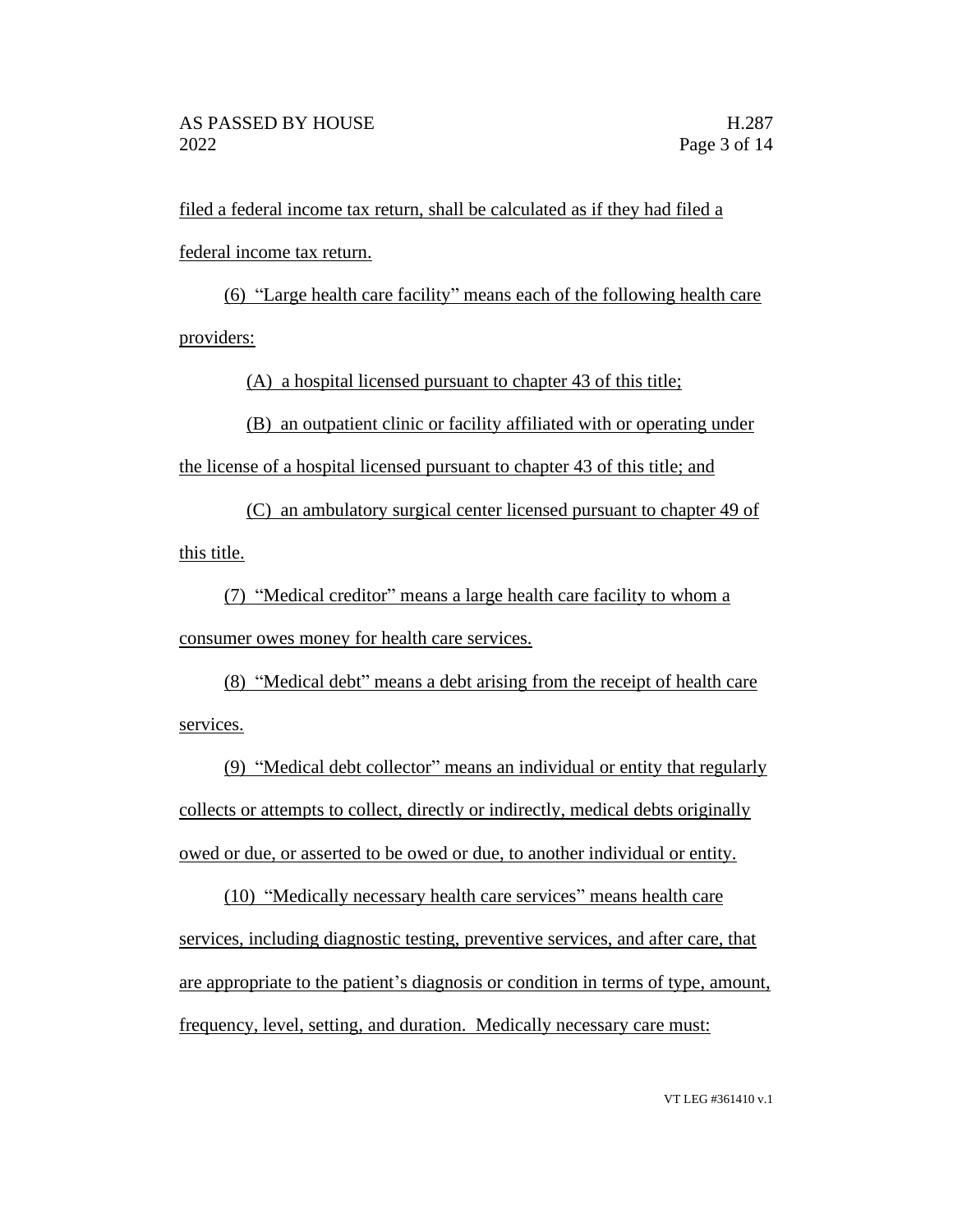filed a federal income tax return, shall be calculated as if they had filed a federal income tax return.

(6) "Large health care facility" means each of the following health care providers:

(A) a hospital licensed pursuant to chapter 43 of this title;

(B) an outpatient clinic or facility affiliated with or operating under the license of a hospital licensed pursuant to chapter 43 of this title; and

(C) an ambulatory surgical center licensed pursuant to chapter 49 of this title.

(7) "Medical creditor" means a large health care facility to whom a consumer owes money for health care services.

(8) "Medical debt" means a debt arising from the receipt of health care services.

(9) "Medical debt collector" means an individual or entity that regularly collects or attempts to collect, directly or indirectly, medical debts originally owed or due, or asserted to be owed or due, to another individual or entity.

(10) "Medically necessary health care services" means health care services, including diagnostic testing, preventive services, and after care, that are appropriate to the patient's diagnosis or condition in terms of type, amount, frequency, level, setting, and duration. Medically necessary care must: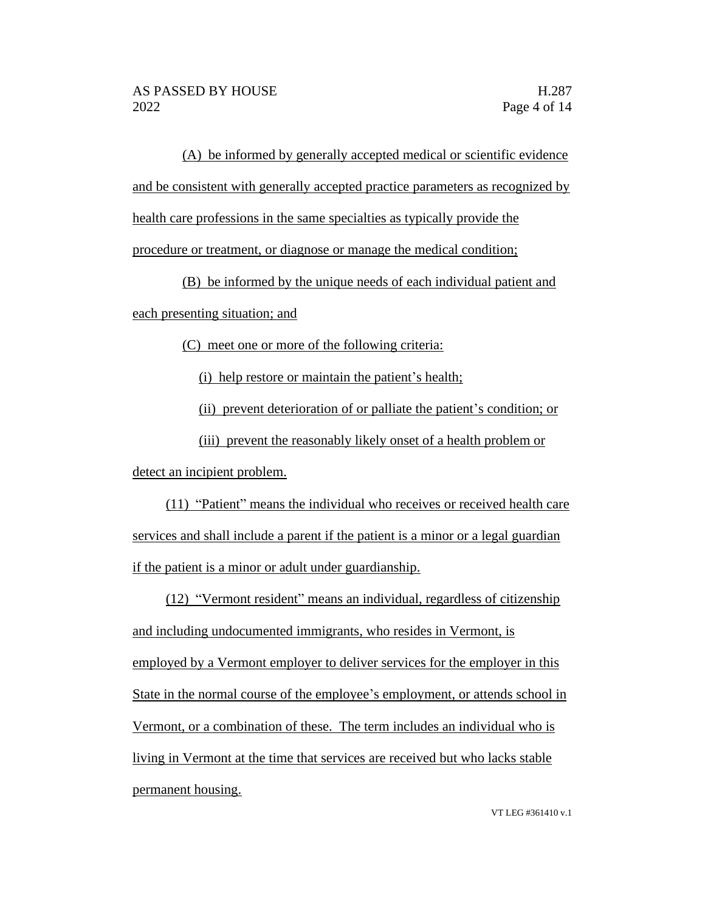(A) be informed by generally accepted medical or scientific evidence and be consistent with generally accepted practice parameters as recognized by health care professions in the same specialties as typically provide the procedure or treatment, or diagnose or manage the medical condition;

(B) be informed by the unique needs of each individual patient and each presenting situation; and

(C) meet one or more of the following criteria:

(i) help restore or maintain the patient's health;

(ii) prevent deterioration of or palliate the patient's condition; or

(iii) prevent the reasonably likely onset of a health problem or detect an incipient problem.

(11) "Patient" means the individual who receives or received health care services and shall include a parent if the patient is a minor or a legal guardian if the patient is a minor or adult under guardianship.

(12) "Vermont resident" means an individual, regardless of citizenship and including undocumented immigrants, who resides in Vermont, is employed by a Vermont employer to deliver services for the employer in this State in the normal course of the employee's employment, or attends school in Vermont, or a combination of these. The term includes an individual who is living in Vermont at the time that services are received but who lacks stable permanent housing.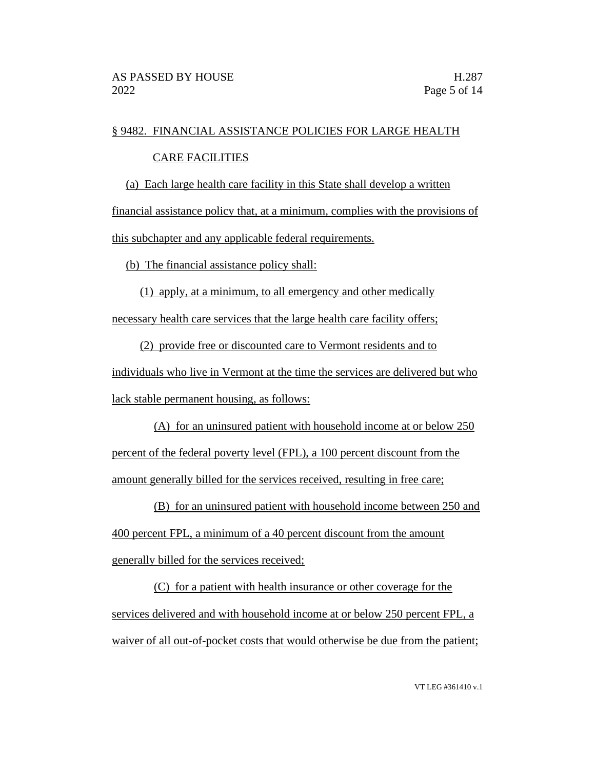§ 9482. FINANCIAL ASSISTANCE POLICIES FOR LARGE HEALTH CARE FACILITIES

(a) Each large health care facility in this State shall develop a written financial assistance policy that, at a minimum, complies with the provisions of this subchapter and any applicable federal requirements.

(b) The financial assistance policy shall:

(1) apply, at a minimum, to all emergency and other medically necessary health care services that the large health care facility offers;

(2) provide free or discounted care to Vermont residents and to individuals who live in Vermont at the time the services are delivered but who lack stable permanent housing, as follows:

(A) for an uninsured patient with household income at or below 250 percent of the federal poverty level (FPL), a 100 percent discount from the amount generally billed for the services received, resulting in free care;

(B) for an uninsured patient with household income between 250 and 400 percent FPL, a minimum of a 40 percent discount from the amount generally billed for the services received;

(C) for a patient with health insurance or other coverage for the services delivered and with household income at or below 250 percent FPL, a waiver of all out-of-pocket costs that would otherwise be due from the patient;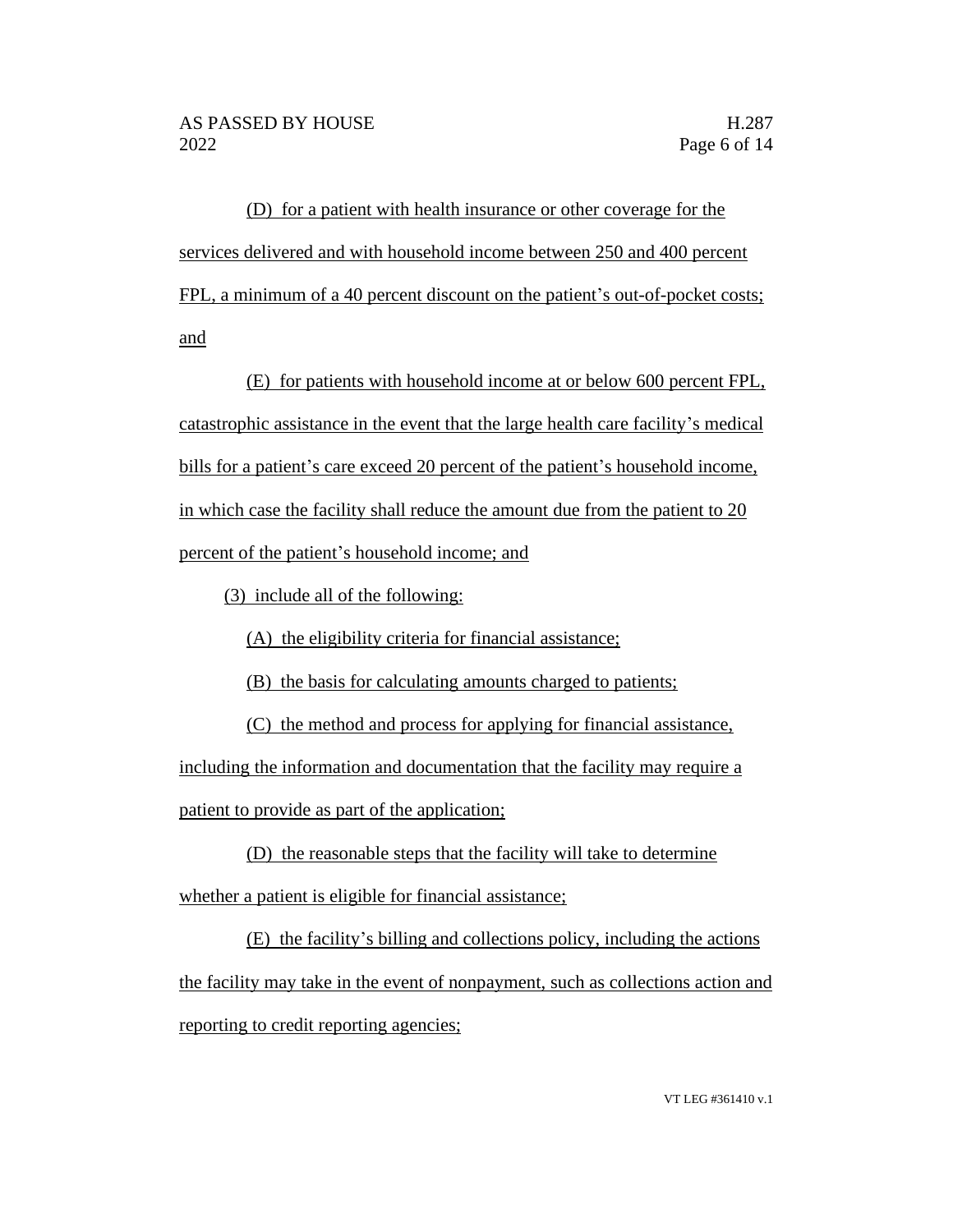(D) for a patient with health insurance or other coverage for the services delivered and with household income between 250 and 400 percent FPL, a minimum of a 40 percent discount on the patient's out-of-pocket costs; and

(E) for patients with household income at or below 600 percent FPL, catastrophic assistance in the event that the large health care facility's medical bills for a patient's care exceed 20 percent of the patient's household income, in which case the facility shall reduce the amount due from the patient to 20 percent of the patient's household income; and

(3) include all of the following:

(A) the eligibility criteria for financial assistance;

(B) the basis for calculating amounts charged to patients;

(C) the method and process for applying for financial assistance, including the information and documentation that the facility may require a patient to provide as part of the application;

(D) the reasonable steps that the facility will take to determine whether a patient is eligible for financial assistance;

(E) the facility's billing and collections policy, including the actions the facility may take in the event of nonpayment, such as collections action and reporting to credit reporting agencies;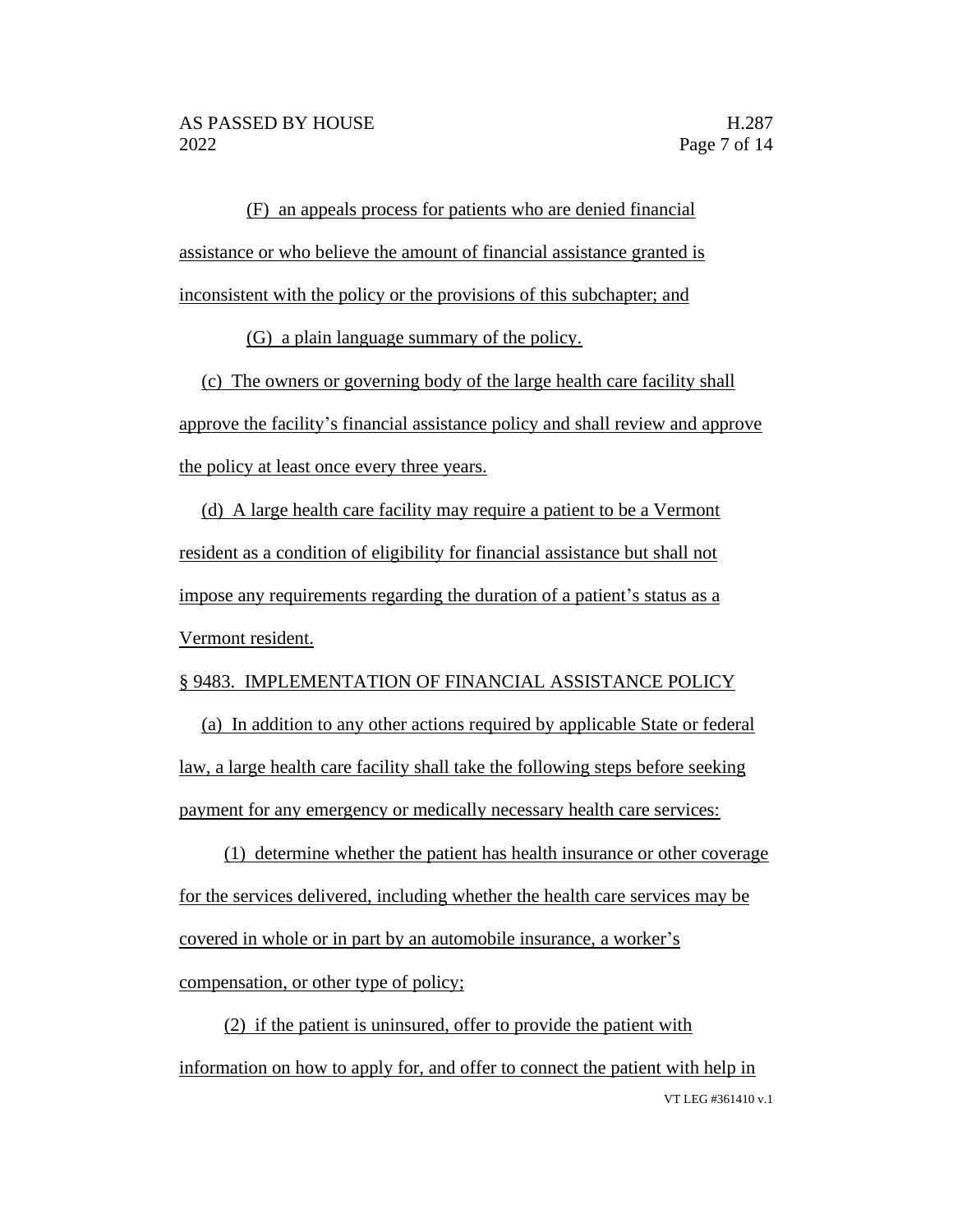(F) an appeals process for patients who are denied financial assistance or who believe the amount of financial assistance granted is inconsistent with the policy or the provisions of this subchapter; and

(G) a plain language summary of the policy.

(c) The owners or governing body of the large health care facility shall approve the facility's financial assistance policy and shall review and approve the policy at least once every three years.

(d) A large health care facility may require a patient to be a Vermont resident as a condition of eligibility for financial assistance but shall not impose any requirements regarding the duration of a patient's status as a Vermont resident.

§ 9483. IMPLEMENTATION OF FINANCIAL ASSISTANCE POLICY

(a) In addition to any other actions required by applicable State or federal law, a large health care facility shall take the following steps before seeking payment for any emergency or medically necessary health care services:

(1) determine whether the patient has health insurance or other coverage for the services delivered, including whether the health care services may be covered in whole or in part by an automobile insurance, a worker's compensation, or other type of policy;

(2) if the patient is uninsured, offer to provide the patient with information on how to apply for, and offer to connect the patient with help in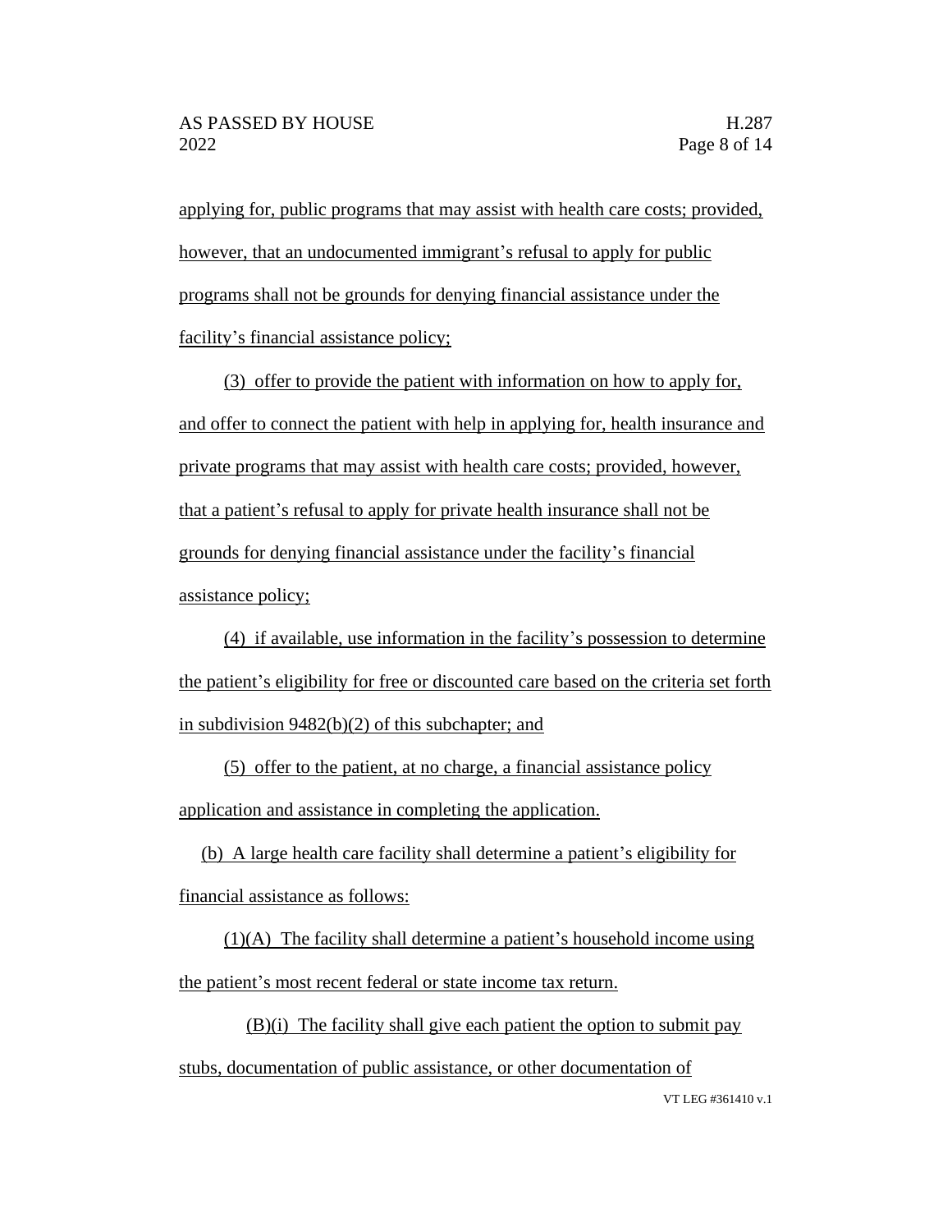applying for, public programs that may assist with health care costs; provided, however, that an undocumented immigrant's refusal to apply for public programs shall not be grounds for denying financial assistance under the facility's financial assistance policy;

(3) offer to provide the patient with information on how to apply for, and offer to connect the patient with help in applying for, health insurance and private programs that may assist with health care costs; provided, however, that a patient's refusal to apply for private health insurance shall not be grounds for denying financial assistance under the facility's financial assistance policy;

(4) if available, use information in the facility's possession to determine the patient's eligibility for free or discounted care based on the criteria set forth in subdivision 9482(b)(2) of this subchapter; and

(5) offer to the patient, at no charge, a financial assistance policy application and assistance in completing the application.

(b) A large health care facility shall determine a patient's eligibility for financial assistance as follows:

(1)(A) The facility shall determine a patient's household income using the patient's most recent federal or state income tax return.

(B)(i) The facility shall give each patient the option to submit pay stubs, documentation of public assistance, or other documentation of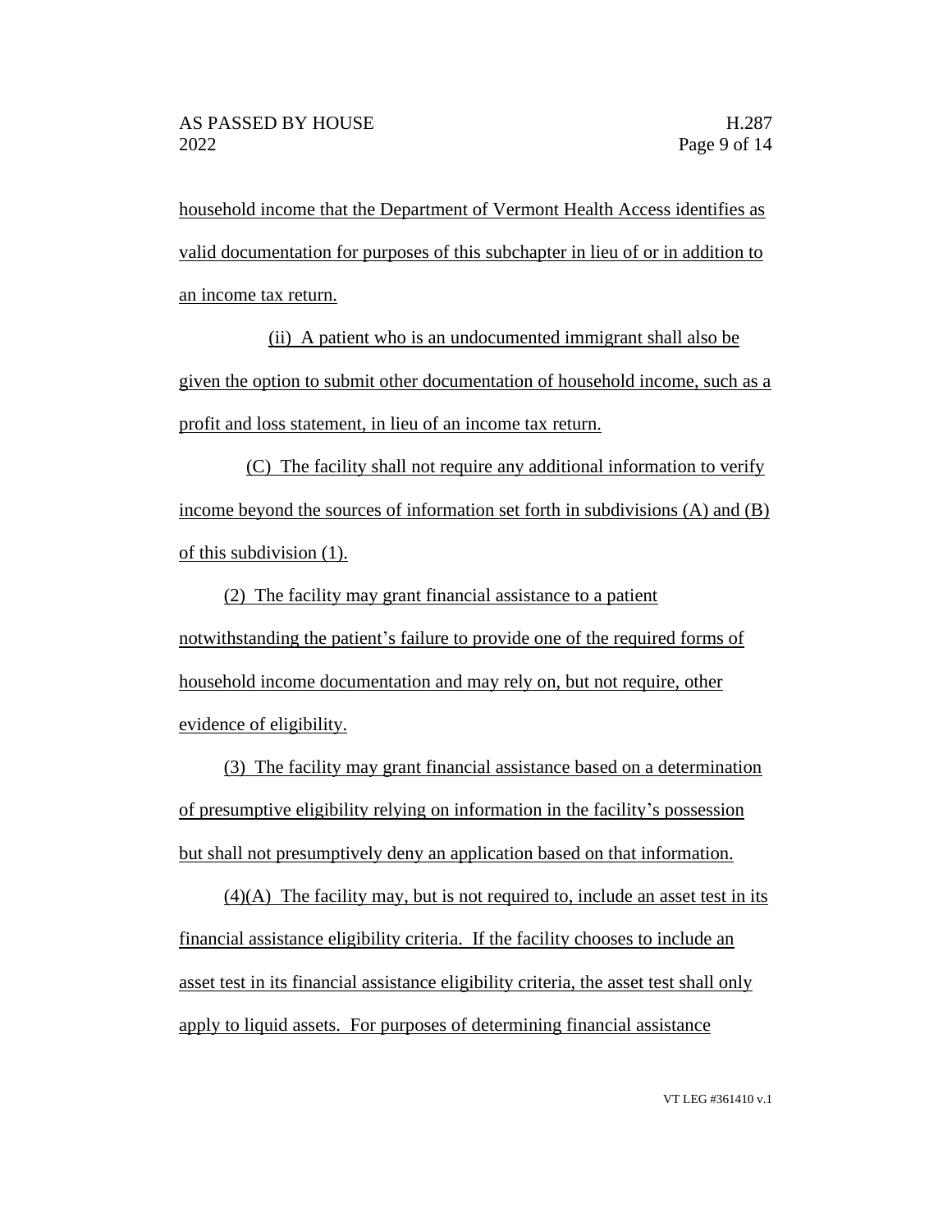household income that the Department of Vermont Health Access identifies as valid documentation for purposes of this subchapter in lieu of or in addition to an income tax return.

(ii) A patient who is an undocumented immigrant shall also be given the option to submit other documentation of household income, such as a profit and loss statement, in lieu of an income tax return.

(C) The facility shall not require any additional information to verify income beyond the sources of information set forth in subdivisions (A) and (B) of this subdivision (1).

(2) The facility may grant financial assistance to a patient notwithstanding the patient's failure to provide one of the required forms of household income documentation and may rely on, but not require, other evidence of eligibility.

(3) The facility may grant financial assistance based on a determination of presumptive eligibility relying on information in the facility's possession but shall not presumptively deny an application based on that information.

(4)(A) The facility may, but is not required to, include an asset test in its financial assistance eligibility criteria. If the facility chooses to include an asset test in its financial assistance eligibility criteria, the asset test shall only apply to liquid assets. For purposes of determining financial assistance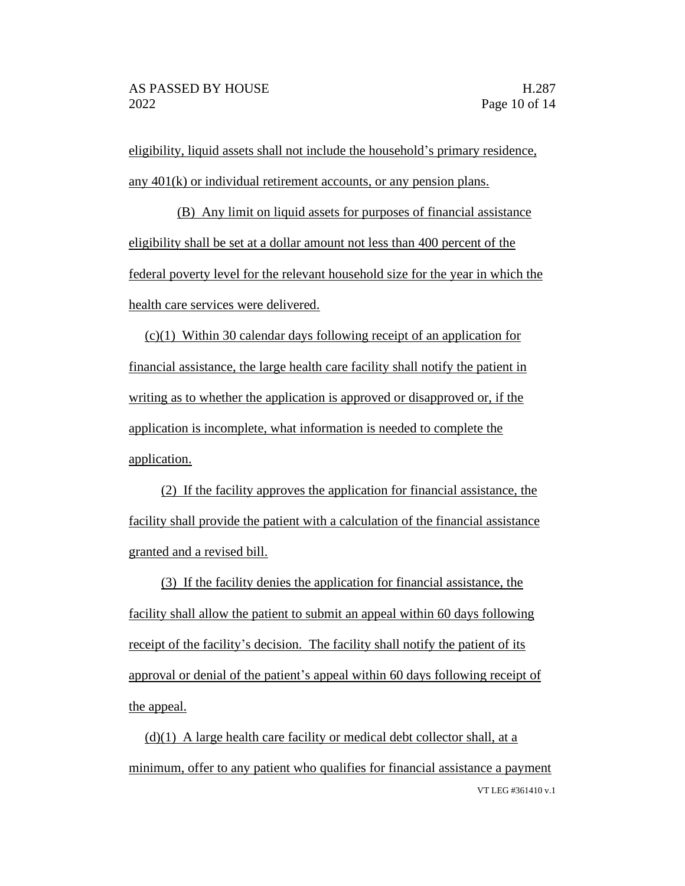eligibility, liquid assets shall not include the household's primary residence, any 401(k) or individual retirement accounts, or any pension plans.

(B) Any limit on liquid assets for purposes of financial assistance eligibility shall be set at a dollar amount not less than 400 percent of the federal poverty level for the relevant household size for the year in which the health care services were delivered.

(c)(1) Within 30 calendar days following receipt of an application for financial assistance, the large health care facility shall notify the patient in writing as to whether the application is approved or disapproved or, if the application is incomplete, what information is needed to complete the application.

(2) If the facility approves the application for financial assistance, the facility shall provide the patient with a calculation of the financial assistance granted and a revised bill.

(3) If the facility denies the application for financial assistance, the facility shall allow the patient to submit an appeal within 60 days following receipt of the facility's decision. The facility shall notify the patient of its approval or denial of the patient's appeal within 60 days following receipt of the appeal.

(d)(1) A large health care facility or medical debt collector shall, at a minimum, offer to any patient who qualifies for financial assistance a payment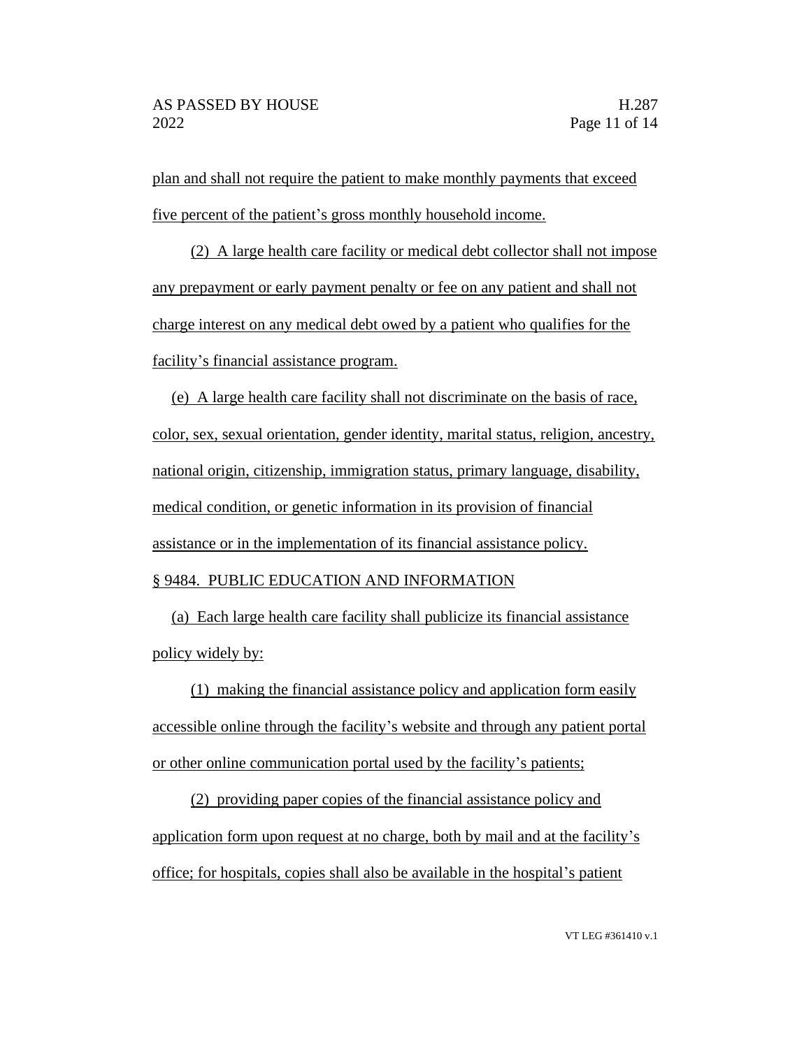plan and shall not require the patient to make monthly payments that exceed five percent of the patient's gross monthly household income.

(2) A large health care facility or medical debt collector shall not impose any prepayment or early payment penalty or fee on any patient and shall not charge interest on any medical debt owed by a patient who qualifies for the facility's financial assistance program.

(e) A large health care facility shall not discriminate on the basis of race, color, sex, sexual orientation, gender identity, marital status, religion, ancestry, national origin, citizenship, immigration status, primary language, disability, medical condition, or genetic information in its provision of financial assistance or in the implementation of its financial assistance policy.

§ 9484. PUBLIC EDUCATION AND INFORMATION

(a) Each large health care facility shall publicize its financial assistance policy widely by:

(1) making the financial assistance policy and application form easily accessible online through the facility's website and through any patient portal or other online communication portal used by the facility's patients;

(2) providing paper copies of the financial assistance policy and application form upon request at no charge, both by mail and at the facility's office; for hospitals, copies shall also be available in the hospital's patient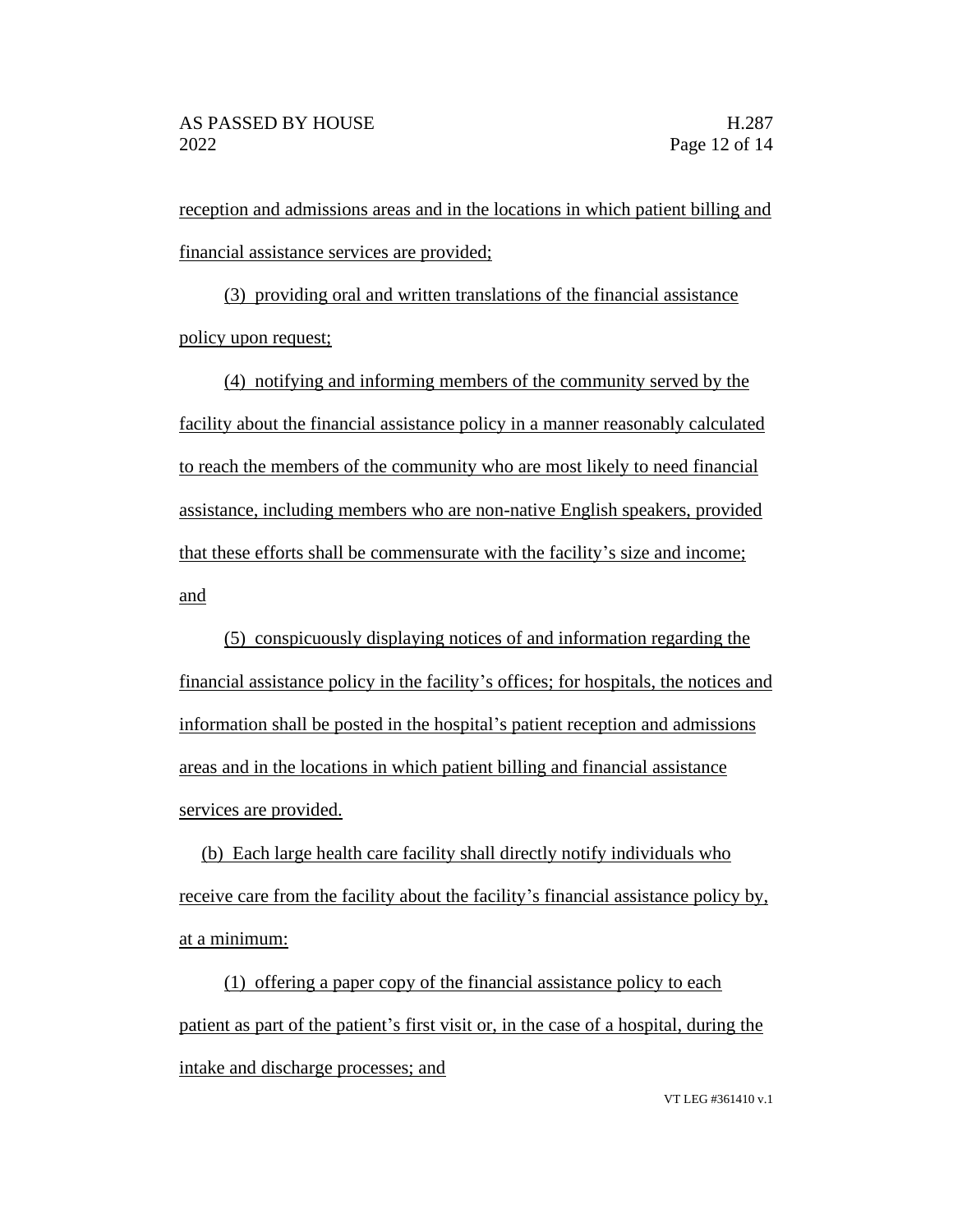reception and admissions areas and in the locations in which patient billing and financial assistance services are provided;

(3) providing oral and written translations of the financial assistance policy upon request;

(4) notifying and informing members of the community served by the facility about the financial assistance policy in a manner reasonably calculated to reach the members of the community who are most likely to need financial assistance, including members who are non-native English speakers, provided that these efforts shall be commensurate with the facility's size and income; and

(5) conspicuously displaying notices of and information regarding the financial assistance policy in the facility's offices; for hospitals, the notices and information shall be posted in the hospital's patient reception and admissions areas and in the locations in which patient billing and financial assistance services are provided.

(b) Each large health care facility shall directly notify individuals who receive care from the facility about the facility's financial assistance policy by, at a minimum:

(1) offering a paper copy of the financial assistance policy to each patient as part of the patient's first visit or, in the case of a hospital, during the intake and discharge processes; and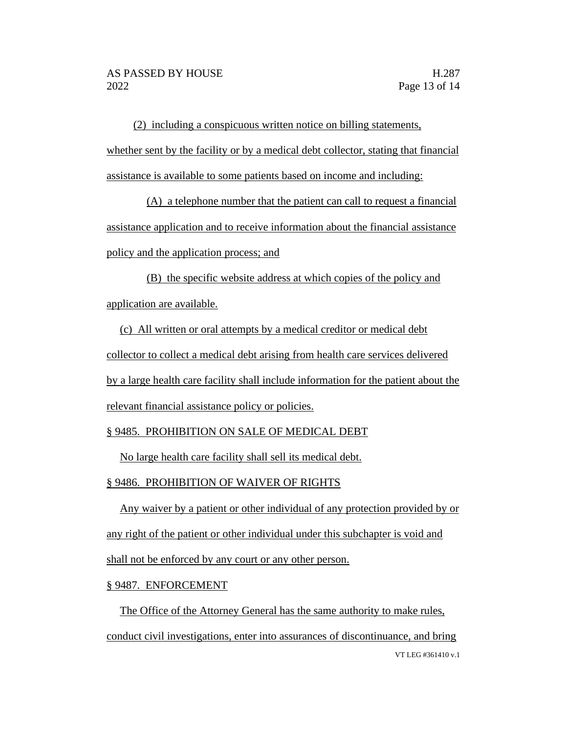(2) including a conspicuous written notice on billing statements, whether sent by the facility or by a medical debt collector, stating that financial assistance is available to some patients based on income and including:

(A) a telephone number that the patient can call to request a financial assistance application and to receive information about the financial assistance policy and the application process; and

(B) the specific website address at which copies of the policy and application are available.

(c) All written or oral attempts by a medical creditor or medical debt collector to collect a medical debt arising from health care services delivered by a large health care facility shall include information for the patient about the relevant financial assistance policy or policies.

§ 9485. PROHIBITION ON SALE OF MEDICAL DEBT

No large health care facility shall sell its medical debt.

§ 9486. PROHIBITION OF WAIVER OF RIGHTS

Any waiver by a patient or other individual of any protection provided by or any right of the patient or other individual under this subchapter is void and shall not be enforced by any court or any other person.

§ 9487. ENFORCEMENT

The Office of the Attorney General has the same authority to make rules, conduct civil investigations, enter into assurances of discontinuance, and bring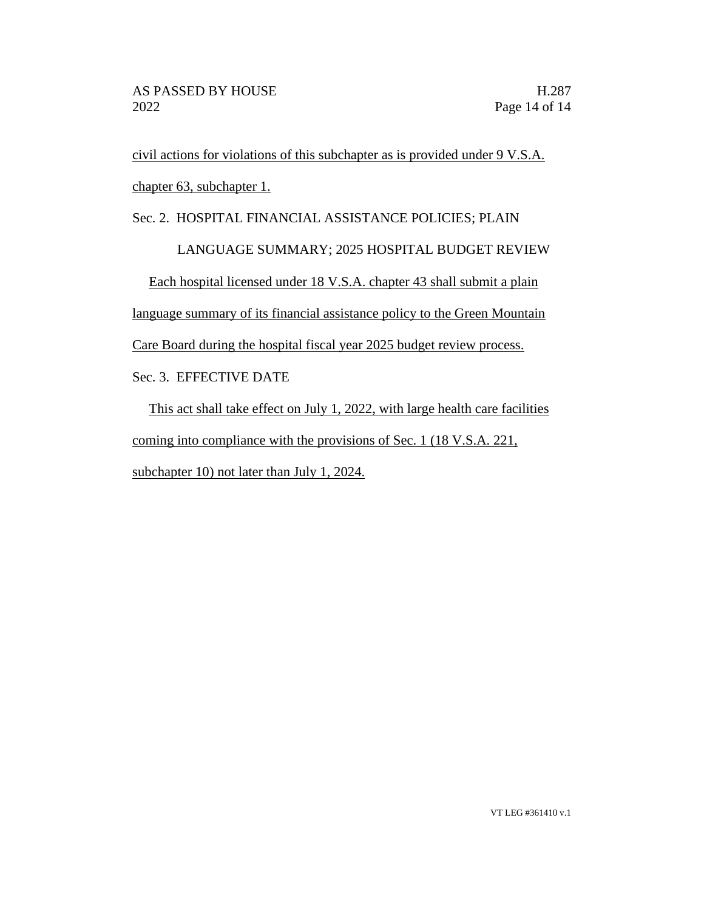civil actions for violations of this subchapter as is provided under 9 V.S.A. chapter 63, subchapter 1.

Sec. 2. HOSPITAL FINANCIAL ASSISTANCE POLICIES; PLAIN LANGUAGE SUMMARY; 2025 HOSPITAL BUDGET REVIEW

Each hospital licensed under 18 V.S.A. chapter 43 shall submit a plain language summary of its financial assistance policy to the Green Mountain Care Board during the hospital fiscal year 2025 budget review process.

Sec. 3. EFFECTIVE DATE

This act shall take effect on July 1, 2022, with large health care facilities coming into compliance with the provisions of Sec. 1 (18 V.S.A. 221, subchapter 10) not later than July 1, 2024.